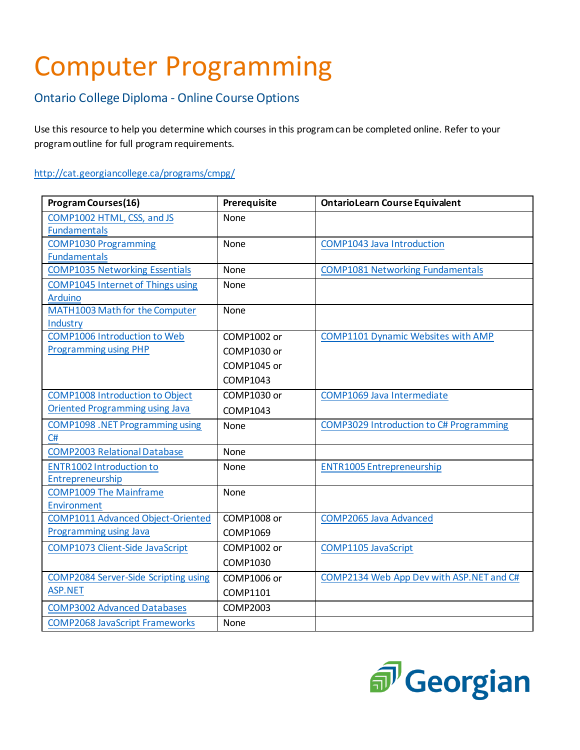# Computer Programming

## Ontario College Diploma - Online Course Options

Use this resource to help you determine which courses in this program can be completed online. Refer to your program outline for full program requirements.

http://cat.georgiancollege.ca/programs/cmpg/

| Program Courses(16) | Prerequisite | OntarioLearn Course Equivalent |
|---|---|---|
| COMP1002 HTML, CSS, and JS Fundamentals | None | |
| COMP1030 Programming Fundamentals | None | COMP1043 Java Introduction |
| COMP1035 Networking Essentials | None | COMP1081 Networking Fundamentals |
| COMP1045 Internet of Things using Arduino | None | |
| MATH1003 Math for the Computer Industry | None | |
| COMP1006 Introduction to Web Programming using PHP | COMP1002 or COMP1030 or COMP1045 or COMP1043 | COMP1101 Dynamic Websites with AMP |
| COMP1008 Introduction to Object Oriented Programming using Java | COMP1030 or COMP1043 | COMP1069 Java Intermediate |
| COMP1098 .NET Programming using C# | None | COMP3029 Introduction to C# Programming |
| COMP2003 Relational Database | None | |
| ENTR1002 Introduction to Entrepreneurship | None | ENTR1005 Entrepreneurship |
| COMP1009 The Mainframe Environment | None | |
| COMP1011 Advanced Object-Oriented Programming using Java | COMP1008 or COMP1069 | COMP2065 Java Advanced |
| COMP1073 Client-Side JavaScript | COMP1002 or COMP1030 | COMP1105 JavaScript |
| COMP2084 Server-Side Scripting using ASP.NET | COMP1006 or COMP1101 | COMP2134 Web App Dev with ASP.NET and C# |
| COMP3002 Advanced Databases | COMP2003 | |
| COMP2068 JavaScript Frameworks | None | |

Georgian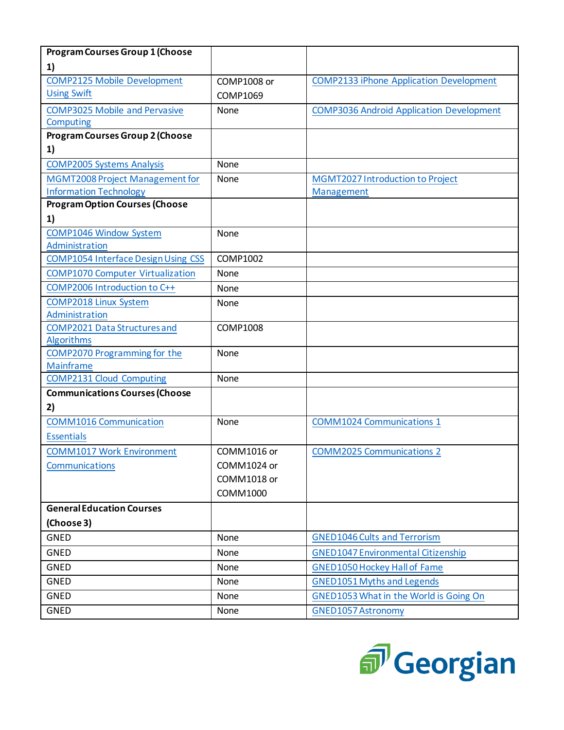| Program Courses Group 1 (Choose 1) | | |
|---|---|---|
| COMP2125 Mobile Development Using Swift | COMP1008 or COMP1069 | COMP2133 iPhone Application Development |
| COMP3025 Mobile and Pervasive Computing | None | COMP3036 Android Application Development |
| **Program Courses Group 2 (Choose 1)** | | |
| COMP2005 Systems Analysis | None | |
| MGMT2008 Project Management for Information Technology | None | MGMT2027 Introduction to Project Management |
| **Program Option Courses (Choose 1)** | | |
| COMP1046 Window System Administration | None | |
| COMP1054 Interface Design Using CSS | COMP1002 | |
| COMP1070 Computer Virtualization | None | |
| COMP2006 Introduction to C++ | None | |
| COMP2018 Linux System Administration | None | |
| COMP2021 Data Structures and Algorithms | COMP1008 | |
| COMP2070 Programming for the Mainframe | None | |
| COMP2131 Cloud Computing | None | |
| **Communications Courses (Choose 2)** | | |
| COMM1016 Communication Essentials | None | COMM1024 Communications 1 |
| COMM1017 Work Environment Communications | COMM1016 or COMM1024 or COMM1018 or COMM1000 | COMM2025 Communications 2 |
| **General Education Courses (Choose 3)** | | |
| GNED | None | GNED1046 Cults and Terrorism |
| GNED | None | GNED1047 Environmental Citizenship |
| GNED | None | GNED1050 Hockey Hall of Fame |
| GNED | None | GNED1051 Myths and Legends |
| GNED | None | GNED1053 What in the World is Going On |
| GNED | None | GNED1057 Astronomy |

Georgian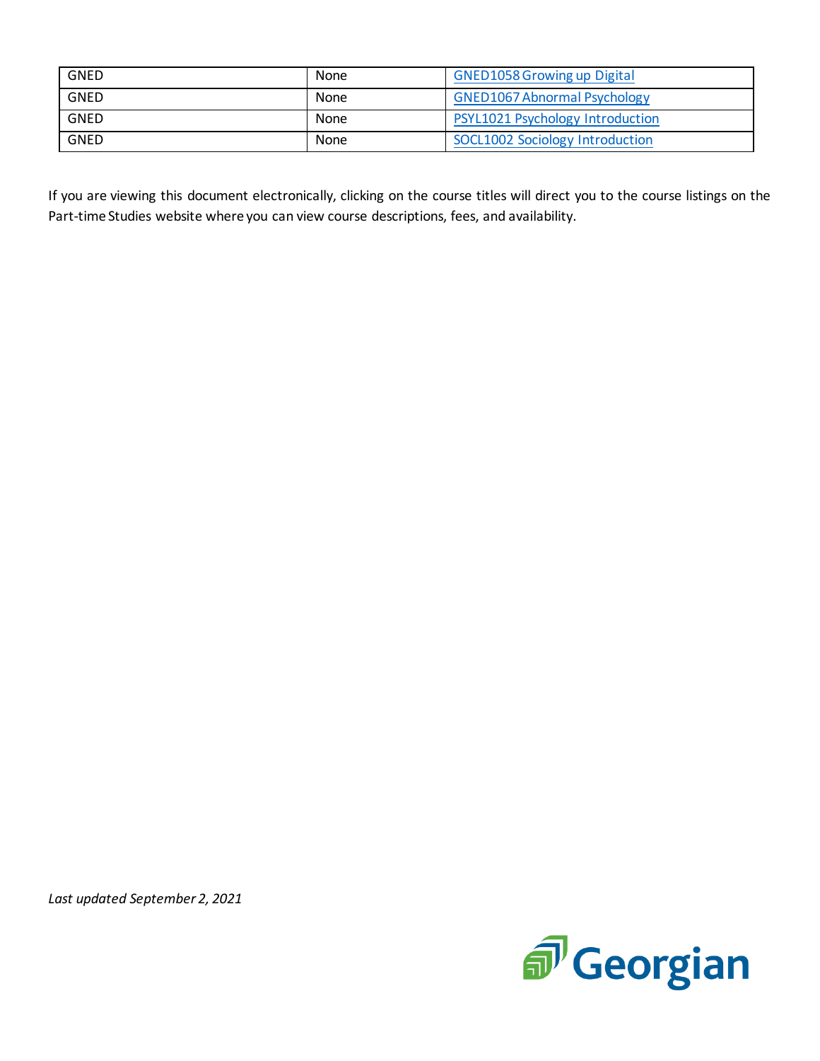| | | |
|---|---|---|
| GNED | None | GNED1058 Growing up Digital |
| GNED | None | GNED1067 Abnormal Psychology |
| GNED | None | PSYL1021 Psychology Introduction |
| GNED | None | SOCL1002 Sociology Introduction |

If you are viewing this document electronically, clicking on the course titles will direct you to the course listings on the Part-time Studies website where you can view course descriptions, fees, and availability.

*Last updated September 2, 2021*

Georgian